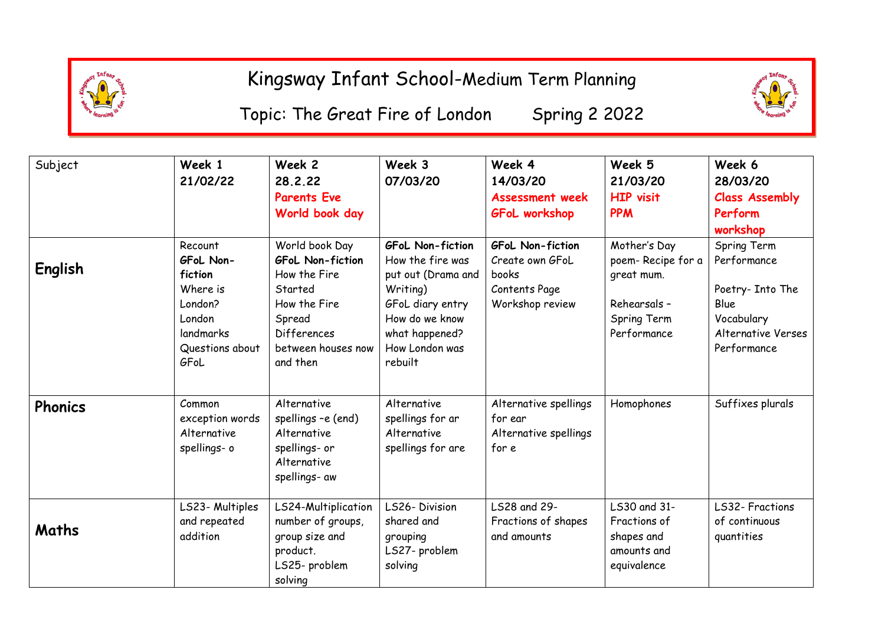# Kingsway Infant School-Medium Term Planning

## Topic: The Great Fire of London Spring 2 2022

| Subject | Week 1 21/02/22 | Week 2 28.2.22 Parents Eve World book day | Week 3 07/03/20 | Week 4 14/03/20 Assessment week GFoL workshop | Week 5 21/03/20 HIP visit PPM | Week 6 28/03/20 Class Assembly Perform workshop |
|---|---|---|---|---|---|---|
| **English** | Recount **GFoL Non-fiction** Where is London? London landmarks Questions about GFoL | World book Day **GFoL Non-fiction** How the Fire Started How the Fire Spread Differences between houses now and then | **GFoL Non-fiction** How the fire was put out (Drama and Writing) GFoL diary entry How do we know what happened? How London was rebuilt | **GFoL Non-fiction** Create own GFoL books Contents Page Workshop review | Mother's Day poem- Recipe for a great mum. Rehearsals – Spring Term Performance | Spring Term Performance Poetry- Into The Blue Vocabulary Alternative Verses Performance |
| **Phonics** | Common exception words Alternative spellings- o | Alternative spellings –e (end) Alternative spellings- or Alternative spellings- aw | Alternative spellings for ar Alternative spellings for are | Alternative spellings for ear Alternative spellings for e | Homophones | Suffixes plurals |
| **Maths** | LS23- Multiples and repeated addition | LS24-Multiplication number of groups, group size and product. LS25- problem solving | LS26- Division shared and grouping LS27- problem solving | LS28 and 29- Fractions of shapes and amounts | LS30 and 31- Fractions of shapes and amounts and equivalence | LS32- Fractions of continuous quantities |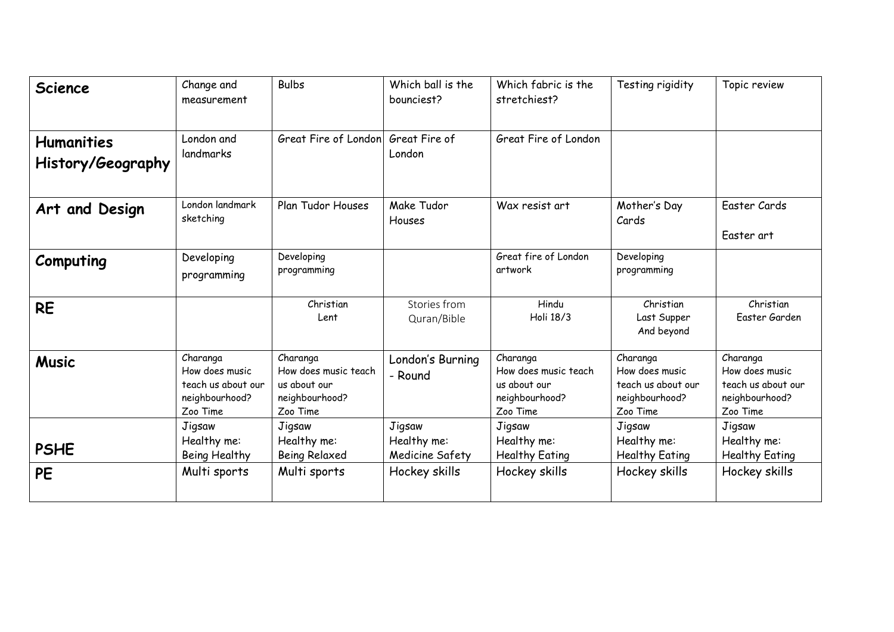| | | | | | | |
|---|---|---|---|---|---|---|
| **Science** | Change and measurement | Bulbs | Which ball is the bounciest? | Which fabric is the stretchiest? | Testing rigidity | Topic review |
| **Humanities History/Geography** | London and landmarks | Great Fire of London | Great Fire of London | Great Fire of London | | |
| **Art and Design** | London landmark sketching | Plan Tudor Houses | Make Tudor Houses | Wax resist art | Mother's Day Cards | Easter Cards<br><br>Easter art |
| **Computing** | Developing programming | Developing programming | | Great fire of London artwork | Developing programming | |
| **RE** | | Christian<br>Lent | Stories from Quran/Bible | Hindu<br>Holi 18/3 | Christian<br>Last Supper<br>And beyond | Christian<br>Easter Garden |
| **Music** | Charanga<br>How does music teach us about our neighbourhood?<br>Zoo Time | Charanga<br>How does music teach us about our neighbourhood?<br>Zoo Time | London's Burning - Round | Charanga<br>How does music teach us about our neighbourhood?<br>Zoo Time | Charanga<br>How does music teach us about our neighbourhood?<br>Zoo Time | Charanga<br>How does music teach us about our neighbourhood?<br>Zoo Time |
| **PSHE** | Jigsaw<br>Healthy me:<br>Being Healthy | Jigsaw<br>Healthy me:<br>Being Relaxed | Jigsaw<br>Healthy me:<br>Medicine Safety | Jigsaw<br>Healthy me:<br>Healthy Eating | Jigsaw<br>Healthy me:<br>Healthy Eating | Jigsaw<br>Healthy me:<br>Healthy Eating |
| **PE** | Multi sports | Multi sports | Hockey skills | Hockey skills | Hockey skills | Hockey skills |